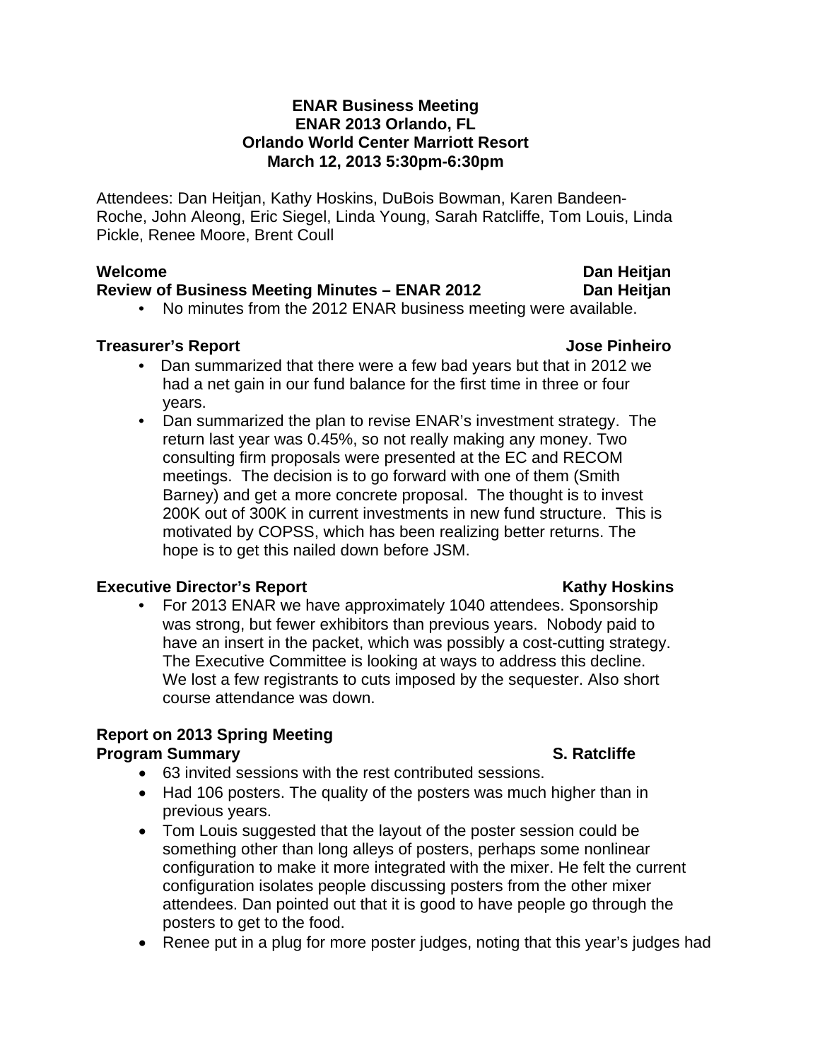**ENAR Business Meeting**
**ENAR 2013 Orlando, FL**
**Orlando World Center Marriott Resort**
**March 12, 2013 5:30pm-6:30pm**

Attendees: Dan Heitjan, Kathy Hoskins, DuBois Bowman, Karen Bandeen-Roche, John Aleong, Eric Siegel, Linda Young, Sarah Ratcliffe, Tom Louis, Linda Pickle, Renee Moore, Brent Coull

**Welcome — Dan Heitjan**

**Review of Business Meeting Minutes – ENAR 2012 — Dan Heitjan**

- No minutes from the 2012 ENAR business meeting were available.

**Treasurer's Report — Jose Pinheiro**

- Dan summarized that there were a few bad years but that in 2012 we had a net gain in our fund balance for the first time in three or four years.
- Dan summarized the plan to revise ENAR's investment strategy. The return last year was 0.45%, so not really making any money. Two consulting firm proposals were presented at the EC and RECOM meetings. The decision is to go forward with one of them (Smith Barney) and get a more concrete proposal. The thought is to invest 200K out of 300K in current investments in new fund structure. This is motivated by COPSS, which has been realizing better returns. The hope is to get this nailed down before JSM.

**Executive Director's Report — Kathy Hoskins**

- For 2013 ENAR we have approximately 1040 attendees. Sponsorship was strong, but fewer exhibitors than previous years. Nobody paid to have an insert in the packet, which was possibly a cost-cutting strategy. The Executive Committee is looking at ways to address this decline. We lost a few registrants to cuts imposed by the sequester. Also short course attendance was down.

**Report on 2013 Spring Meeting**
**Program Summary — S. Ratcliffe**

- 63 invited sessions with the rest contributed sessions.
- Had 106 posters. The quality of the posters was much higher than in previous years.
- Tom Louis suggested that the layout of the poster session could be something other than long alleys of posters, perhaps some nonlinear configuration to make it more integrated with the mixer. He felt the current configuration isolates people discussing posters from the other mixer attendees. Dan pointed out that it is good to have people go through the posters to get to the food.
- Renee put in a plug for more poster judges, noting that this year's judges had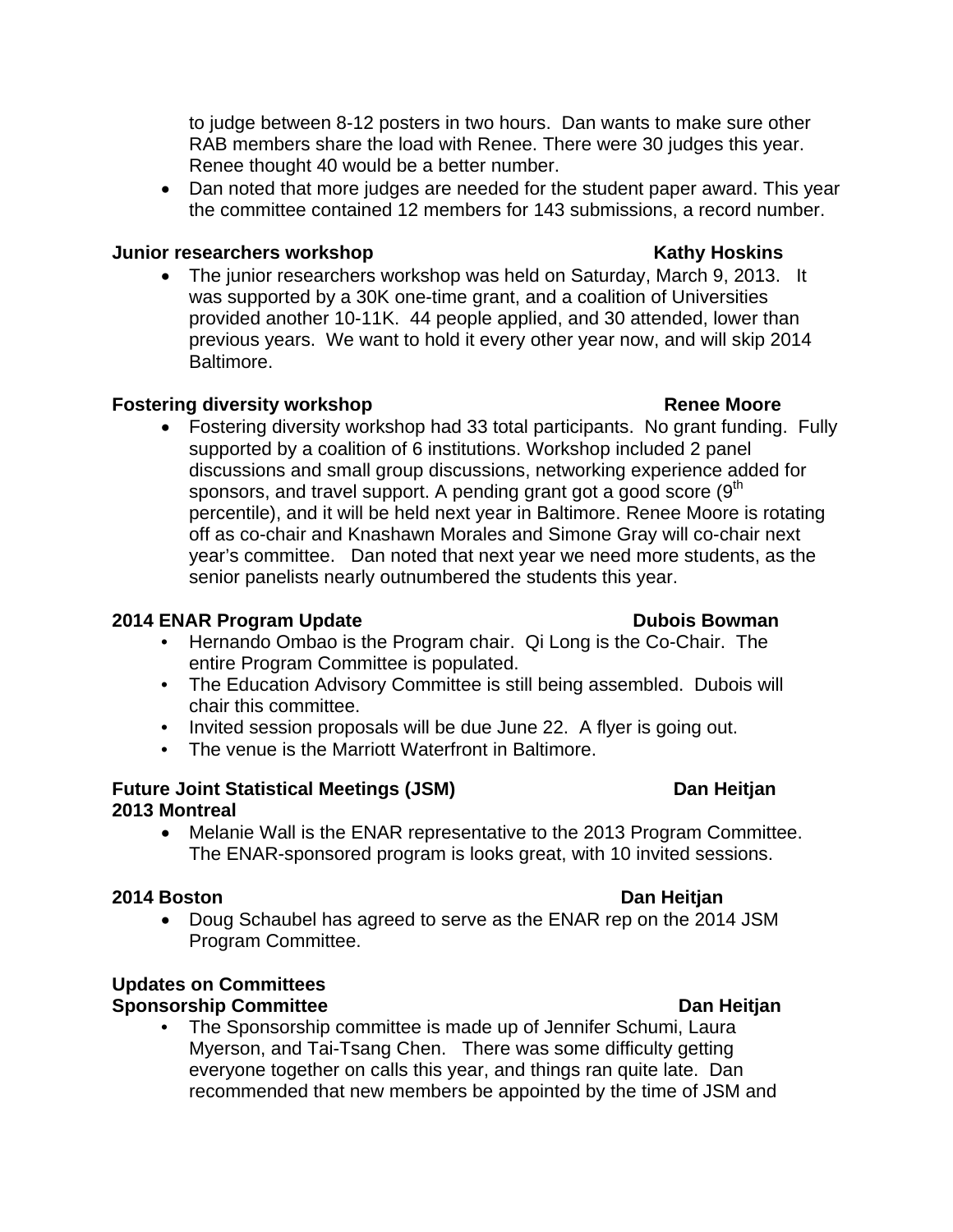to judge between 8-12 posters in two hours. Dan wants to make sure other RAB members share the load with Renee. There were 30 judges this year. Renee thought 40 would be a better number.

- Dan noted that more judges are needed for the student paper award. This year the committee contained 12 members for 143 submissions, a record number.

**Junior researchers workshop** **Kathy Hoskins**

- The junior researchers workshop was held on Saturday, March 9, 2013. It was supported by a 30K one-time grant, and a coalition of Universities provided another 10-11K. 44 people applied, and 30 attended, lower than previous years. We want to hold it every other year now, and will skip 2014 Baltimore.

**Fostering diversity workshop** **Renee Moore**

- Fostering diversity workshop had 33 total participants. No grant funding. Fully supported by a coalition of 6 institutions. Workshop included 2 panel discussions and small group discussions, networking experience added for sponsors, and travel support. A pending grant got a good score (9th percentile), and it will be held next year in Baltimore. Renee Moore is rotating off as co-chair and Knashawn Morales and Simone Gray will co-chair next year's committee. Dan noted that next year we need more students, as the senior panelists nearly outnumbered the students this year.

**2014 ENAR Program Update** **Dubois Bowman**

- Hernando Ombao is the Program chair. Qi Long is the Co-Chair. The entire Program Committee is populated.
- The Education Advisory Committee is still being assembled. Dubois will chair this committee.
- Invited session proposals will be due June 22. A flyer is going out.
- The venue is the Marriott Waterfront in Baltimore.

**Future Joint Statistical Meetings (JSM)** **Dan Heitjan**
**2013 Montreal**

- Melanie Wall is the ENAR representative to the 2013 Program Committee. The ENAR-sponsored program is looks great, with 10 invited sessions.

**2014 Boston** **Dan Heitjan**

- Doug Schaubel has agreed to serve as the ENAR rep on the 2014 JSM Program Committee.

**Updates on Committees**
**Sponsorship Committee** **Dan Heitjan**

- The Sponsorship committee is made up of Jennifer Schumi, Laura Myerson, and Tai-Tsang Chen. There was some difficulty getting everyone together on calls this year, and things ran quite late. Dan recommended that new members be appointed by the time of JSM and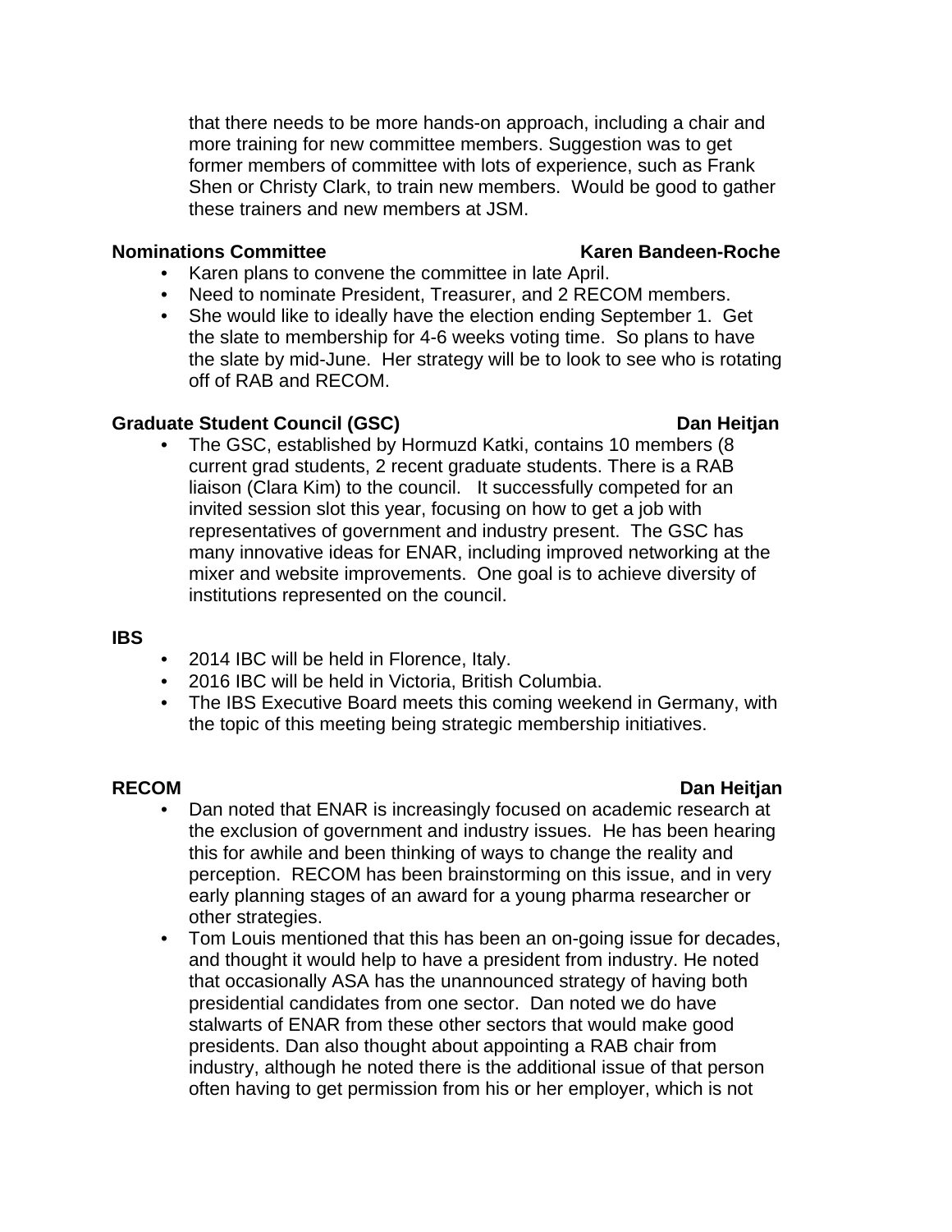that there needs to be more hands-on approach, including a chair and more training for new committee members. Suggestion was to get former members of committee with lots of experience, such as Frank Shen or Christy Clark, to train new members.  Would be good to gather these trainers and new members at JSM.

**Nominations Committee** **Karen Bandeen-Roche**

- Karen plans to convene the committee in late April.
- Need to nominate President, Treasurer, and 2 RECOM members.
- She would like to ideally have the election ending September 1.  Get the slate to membership for 4-6 weeks voting time.  So plans to have the slate by mid-June.  Her strategy will be to look to see who is rotating off of RAB and RECOM.

**Graduate Student Council (GSC)** **Dan Heitjan**

- The GSC, established by Hormuzd Katki, contains 10 members (8 current grad students, 2 recent graduate students. There is a RAB liaison (Clara Kim) to the council.   It successfully competed for an invited session slot this year, focusing on how to get a job with representatives of government and industry present.  The GSC has many innovative ideas for ENAR, including improved networking at the mixer and website improvements.  One goal is to achieve diversity of institutions represented on the council.

**IBS**

- 2014 IBC will be held in Florence, Italy.
- 2016 IBC will be held in Victoria, British Columbia.
- The IBS Executive Board meets this coming weekend in Germany, with the topic of this meeting being strategic membership initiatives.

**RECOM** **Dan Heitjan**

- Dan noted that ENAR is increasingly focused on academic research at the exclusion of government and industry issues.  He has been hearing this for awhile and been thinking of ways to change the reality and perception.  RECOM has been brainstorming on this issue, and in very early planning stages of an award for a young pharma researcher or other strategies.
- Tom Louis mentioned that this has been an on-going issue for decades, and thought it would help to have a president from industry. He noted that occasionally ASA has the unannounced strategy of having both presidential candidates from one sector.  Dan noted we do have stalwarts of ENAR from these other sectors that would make good presidents. Dan also thought about appointing a RAB chair from industry, although he noted there is the additional issue of that person often having to get permission from his or her employer, which is not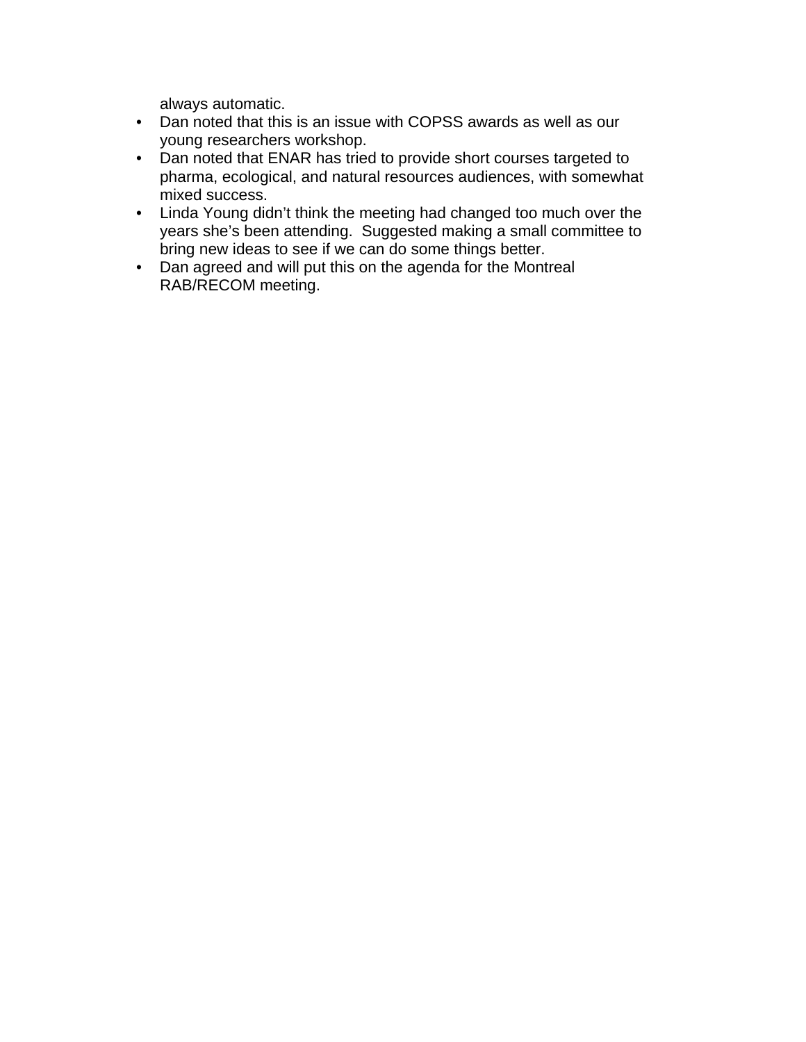always automatic.

- Dan noted that this is an issue with COPSS awards as well as our young researchers workshop.
- Dan noted that ENAR has tried to provide short courses targeted to pharma, ecological, and natural resources audiences, with somewhat mixed success.
- Linda Young didn't think the meeting had changed too much over the years she's been attending. Suggested making a small committee to bring new ideas to see if we can do some things better.
- Dan agreed and will put this on the agenda for the Montreal RAB/RECOM meeting.